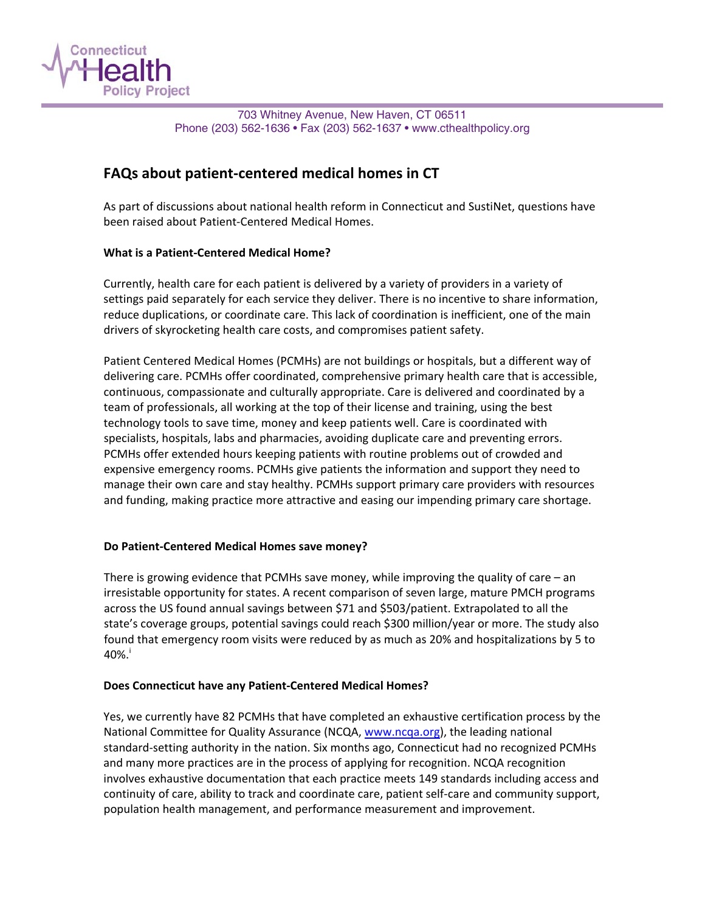Connecticut Health Policy Project

703 Whitney Avenue, New Haven, CT 06511
Phone (203) 562-1636 • Fax (203) 562-1637 • www.cthealthpolicy.org

# FAQs about patient-centered medical homes in CT

As part of discussions about national health reform in Connecticut and SustiNet, questions have been raised about Patient-Centered Medical Homes.

**What is a Patient-Centered Medical Home?**

Currently, health care for each patient is delivered by a variety of providers in a variety of settings paid separately for each service they deliver. There is no incentive to share information, reduce duplications, or coordinate care. This lack of coordination is inefficient, one of the main drivers of skyrocketing health care costs, and compromises patient safety.

Patient Centered Medical Homes (PCMHs) are not buildings or hospitals, but a different way of delivering care. PCMHs offer coordinated, comprehensive primary health care that is accessible, continuous, compassionate and culturally appropriate. Care is delivered and coordinated by a team of professionals, all working at the top of their license and training, using the best technology tools to save time, money and keep patients well. Care is coordinated with specialists, hospitals, labs and pharmacies, avoiding duplicate care and preventing errors. PCMHs offer extended hours keeping patients with routine problems out of crowded and expensive emergency rooms. PCMHs give patients the information and support they need to manage their own care and stay healthy. PCMHs support primary care providers with resources and funding, making practice more attractive and easing our impending primary care shortage.

**Do Patient-Centered Medical Homes save money?**

There is growing evidence that PCMHs save money, while improving the quality of care – an irresistable opportunity for states. A recent comparison of seven large, mature PMCH programs across the US found annual savings between $71 and $503/patient. Extrapolated to all the state's coverage groups, potential savings could reach $300 million/year or more. The study also found that emergency room visits were reduced by as much as 20% and hospitalizations by 5 to 40%.[i]

**Does Connecticut have any Patient-Centered Medical Homes?**

Yes, we currently have 82 PCMHs that have completed an exhaustive certification process by the National Committee for Quality Assurance (NCQA, www.ncqa.org), the leading national standard-setting authority in the nation. Six months ago, Connecticut had no recognized PCMHs and many more practices are in the process of applying for recognition. NCQA recognition involves exhaustive documentation that each practice meets 149 standards including access and continuity of care, ability to track and coordinate care, patient self-care and community support, population health management, and performance measurement and improvement.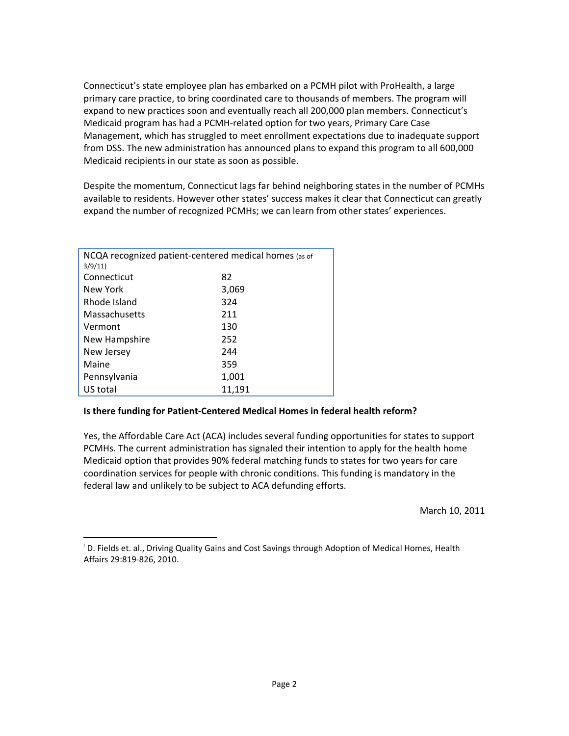Connecticut's state employee plan has embarked on a PCMH pilot with ProHealth, a large primary care practice, to bring coordinated care to thousands of members. The program will expand to new practices soon and eventually reach all 200,000 plan members. Connecticut's Medicaid program has had a PCMH-related option for two years, Primary Care Case Management, which has struggled to meet enrollment expectations due to inadequate support from DSS. The new administration has announced plans to expand this program to all 600,000 Medicaid recipients in our state as soon as possible.

Despite the momentum, Connecticut lags far behind neighboring states in the number of PCMHs available to residents. However other states' success makes it clear that Connecticut can greatly expand the number of recognized PCMHs; we can learn from other states' experiences.

| NCQA recognized patient-centered medical homes (as of 3/9/11) | |
|---|---|
| Connecticut | 82 |
| New York | 3,069 |
| Rhode Island | 324 |
| Massachusetts | 211 |
| Vermont | 130 |
| New Hampshire | 252 |
| New Jersey | 244 |
| Maine | 359 |
| Pennsylvania | 1,001 |
| US total | 11,191 |

**Is there funding for Patient-Centered Medical Homes in federal health reform?**

Yes, the Affordable Care Act (ACA) includes several funding opportunities for states to support PCMHs. The current administration has signaled their intention to apply for the health home Medicaid option that provides 90% federal matching funds to states for two years for care coordination services for people with chronic conditions. This funding is mandatory in the federal law and unlikely to be subject to ACA defunding efforts.

March 10, 2011

[i] D. Fields et. al., Driving Quality Gains and Cost Savings through Adoption of Medical Homes, Health Affairs 29:819-826, 2010.